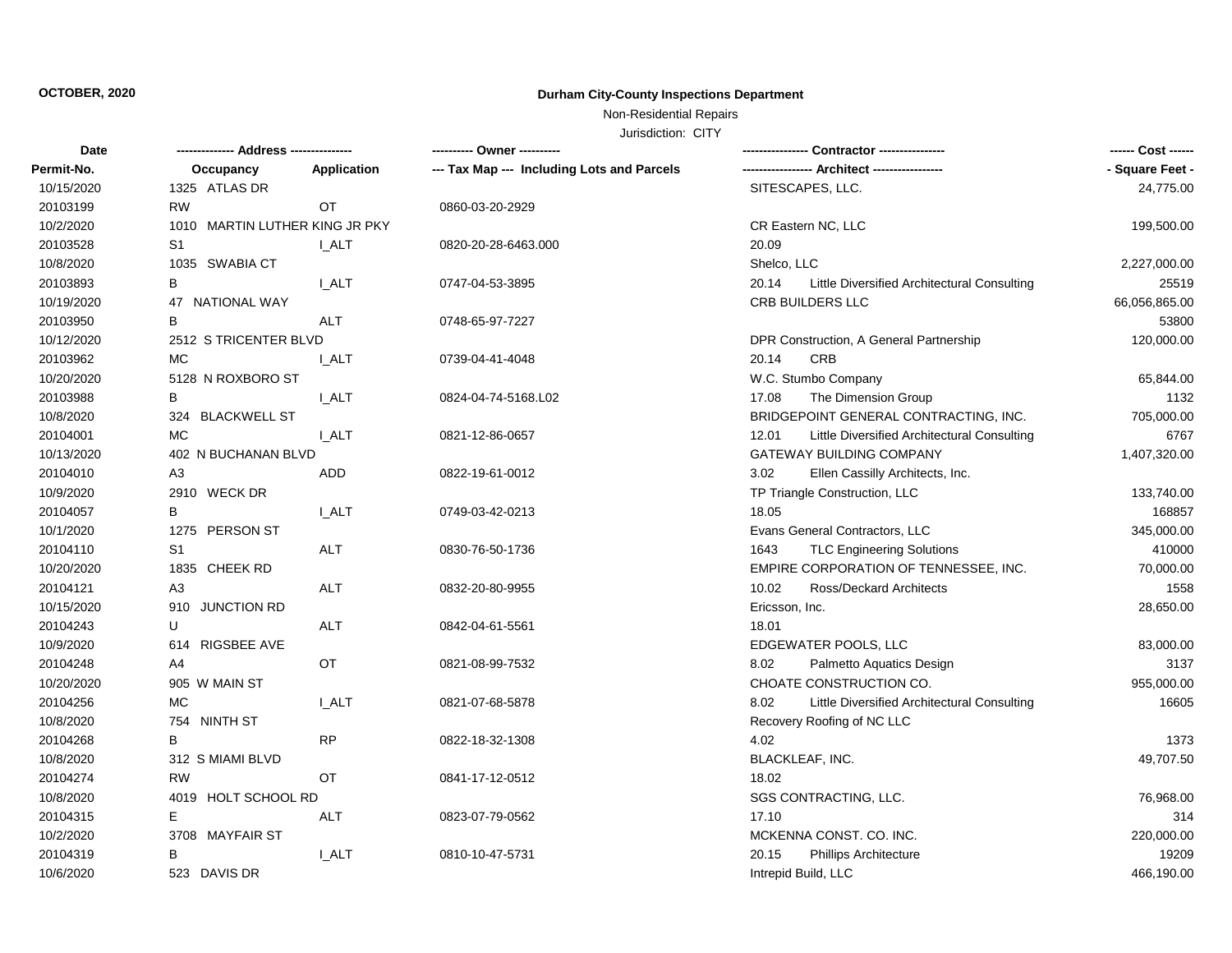**OCTOBER, 2020**

**Durham City-County Inspections Department**

Non-Residential Repairs

Jurisdiction: CITY

| Date | ------------- Address -------------- | | ---------- Owner ---------- | ---------------- Contractor ---------------- | | ------ Cost ------ |
|---|---|---|---|---|---|---|
| Permit-No. | Occupancy | Application | --- Tax Map --- Including Lots and Parcels | ----------------- Architect ----------------- | | - Square Feet - |
| 10/15/2020 | 1325 ATLAS DR | | | SITESCAPES, LLC. | | 24,775.00 |
| 20103199 | RW | OT | 0860-03-20-2929 | | | |
| 10/2/2020 | 1010 MARTIN LUTHER KING JR PKY | | | CR Eastern NC, LLC | | 199,500.00 |
| 20103528 | S1 | I_ALT | 0820-20-28-6463.000 | 20.09 | | |
| 10/8/2020 | 1035 SWABIA CT | | | Shelco, LLC | | 2,227,000.00 |
| 20103893 | B | I_ALT | 0747-04-53-3895 | 20.14 | Little Diversified Architectural Consulting | 25519 |
| 10/19/2020 | 47 NATIONAL WAY | | | CRB BUILDERS LLC | | 66,056,865.00 |
| 20103950 | B | ALT | 0748-65-97-7227 | | | 53800 |
| 10/12/2020 | 2512 S TRICENTER BLVD | | | DPR Construction, A General Partnership | | 120,000.00 |
| 20103962 | MC | I_ALT | 0739-04-41-4048 | 20.14 | CRB | |
| 10/20/2020 | 5128 N ROXBORO ST | | | W.C. Stumbo Company | | 65,844.00 |
| 20103988 | B | I_ALT | 0824-04-74-5168.L02 | 17.08 | The Dimension Group | 1132 |
| 10/8/2020 | 324 BLACKWELL ST | | | BRIDGEPOINT GENERAL CONTRACTING, INC. | | 705,000.00 |
| 20104001 | MC | I_ALT | 0821-12-86-0657 | 12.01 | Little Diversified Architectural Consulting | 6767 |
| 10/13/2020 | 402 N BUCHANAN BLVD | | | GATEWAY BUILDING COMPANY | | 1,407,320.00 |
| 20104010 | A3 | ADD | 0822-19-61-0012 | 3.02 | Ellen Cassilly Architects, Inc. | |
| 10/9/2020 | 2910 WECK DR | | | TP Triangle Construction, LLC | | 133,740.00 |
| 20104057 | B | I_ALT | 0749-03-42-0213 | 18.05 | | 168857 |
| 10/1/2020 | 1275 PERSON ST | | | Evans General Contractors, LLC | | 345,000.00 |
| 20104110 | S1 | ALT | 0830-76-50-1736 | 1643 | TLC Engineering Solutions | 410000 |
| 10/20/2020 | 1835 CHEEK RD | | | EMPIRE CORPORATION OF TENNESSEE, INC. | | 70,000.00 |
| 20104121 | A3 | ALT | 0832-20-80-9955 | 10.02 | Ross/Deckard Architects | 1558 |
| 10/15/2020 | 910 JUNCTION RD | | | Ericsson, Inc. | | 28,650.00 |
| 20104243 | U | ALT | 0842-04-61-5561 | 18.01 | | |
| 10/9/2020 | 614 RIGSBEE AVE | | | EDGEWATER POOLS, LLC | | 83,000.00 |
| 20104248 | A4 | OT | 0821-08-99-7532 | 8.02 | Palmetto Aquatics Design | 3137 |
| 10/20/2020 | 905 W MAIN ST | | | CHOATE CONSTRUCTION CO. | | 955,000.00 |
| 20104256 | MC | I_ALT | 0821-07-68-5878 | 8.02 | Little Diversified Architectural Consulting | 16605 |
| 10/8/2020 | 754 NINTH ST | | | Recovery Roofing of NC LLC | | |
| 20104268 | B | RP | 0822-18-32-1308 | 4.02 | | 1373 |
| 10/8/2020 | 312 S MIAMI BLVD | | | BLACKLEAF, INC. | | 49,707.50 |
| 20104274 | RW | OT | 0841-17-12-0512 | 18.02 | | |
| 10/8/2020 | 4019 HOLT SCHOOL RD | | | SGS CONTRACTING, LLC. | | 76,968.00 |
| 20104315 | E | ALT | 0823-07-79-0562 | 17.10 | | 314 |
| 10/2/2020 | 3708 MAYFAIR ST | | | MCKENNA CONST. CO. INC. | | 220,000.00 |
| 20104319 | B | I_ALT | 0810-10-47-5731 | 20.15 | Phillips Architecture | 19209 |
| 10/6/2020 | 523 DAVIS DR | | | Intrepid Build, LLC | | 466,190.00 |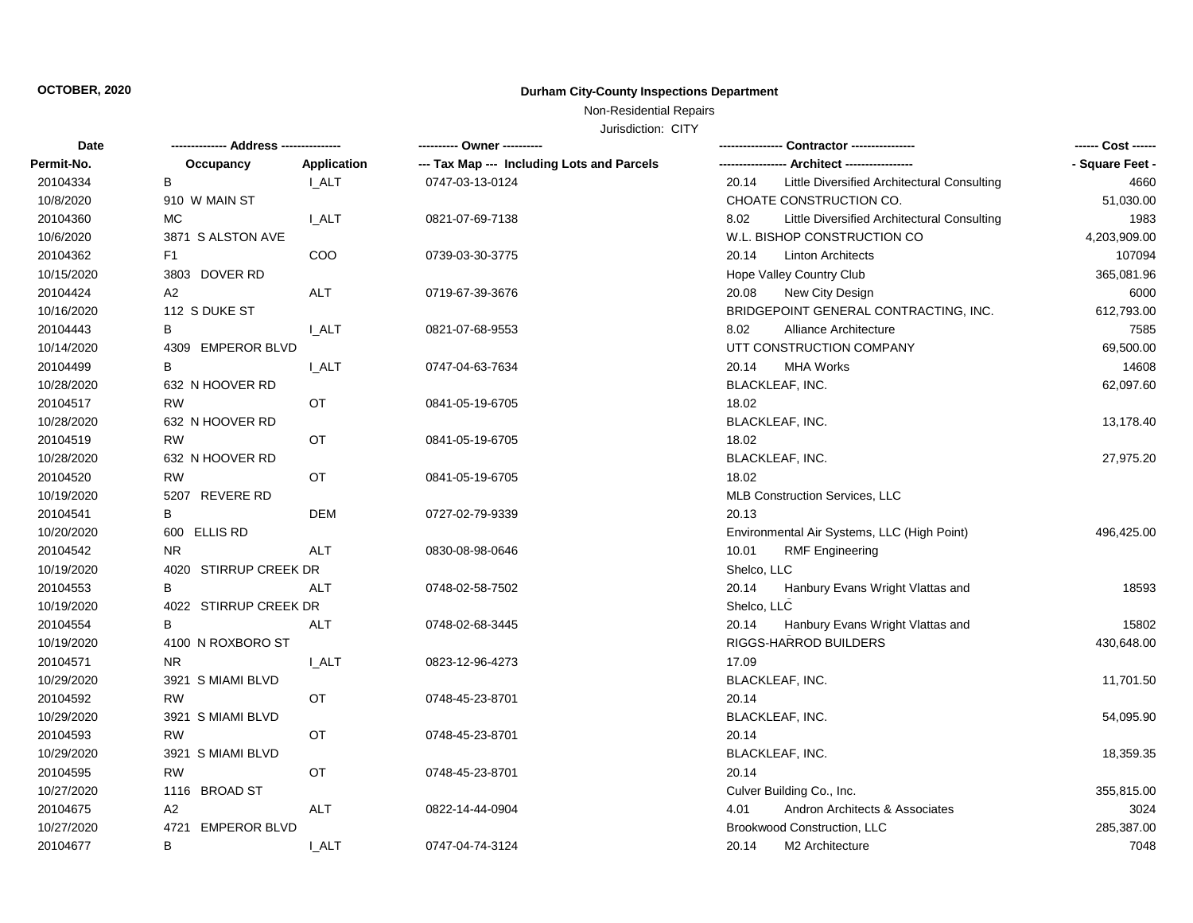**OCTOBER, 2020**

**Durham City-County Inspections Department**

Non-Residential Repairs

Jurisdiction: CITY

| Date / Permit-No. | ------------- Address --------------- / Occupancy | Application | ---------- Owner ---------- / --- Tax Map --- Including Lots and Parcels | ---------------- Contractor ---------------- / ---------------- Architect ---------------- | ------ Cost ------ / - Square Feet - |
|---|---|---|---|---|---|
| 20104334 | B | I_ALT | 0747-03-13-0124 | 20.14 Little Diversified Architectural Consulting | 4660 |
| 10/8/2020 | 910 W MAIN ST | | | CHOATE CONSTRUCTION CO. | 51,030.00 |
| 20104360 | MC | I_ALT | 0821-07-69-7138 | 8.02 Little Diversified Architectural Consulting | 1983 |
| 10/6/2020 | 3871 S ALSTON AVE | | | W.L. BISHOP CONSTRUCTION CO | 4,203,909.00 |
| 20104362 | F1 | COO | 0739-03-30-3775 | 20.14 Linton Architects | 107094 |
| 10/15/2020 | 3803 DOVER RD | | | Hope Valley Country Club | 365,081.96 |
| 20104424 | A2 | ALT | 0719-67-39-3676 | 20.08 New City Design | 6000 |
| 10/16/2020 | 112 S DUKE ST | | | BRIDGEPOINT GENERAL CONTRACTING, INC. | 612,793.00 |
| 20104443 | B | I_ALT | 0821-07-68-9553 | 8.02 Alliance Architecture | 7585 |
| 10/14/2020 | 4309 EMPEROR BLVD | | | UTT CONSTRUCTION COMPANY | 69,500.00 |
| 20104499 | B | I_ALT | 0747-04-63-7634 | 20.14 MHA Works | 14608 |
| 10/28/2020 | 632 N HOOVER RD | | | BLACKLEAF, INC. | 62,097.60 |
| 20104517 | RW | OT | 0841-05-19-6705 | 18.02 | |
| 10/28/2020 | 632 N HOOVER RD | | | BLACKLEAF, INC. | 13,178.40 |
| 20104519 | RW | OT | 0841-05-19-6705 | 18.02 | |
| 10/28/2020 | 632 N HOOVER RD | | | BLACKLEAF, INC. | 27,975.20 |
| 20104520 | RW | OT | 0841-05-19-6705 | 18.02 | |
| 10/19/2020 | 5207 REVERE RD | | | MLB Construction Services, LLC | |
| 20104541 | B | DEM | 0727-02-79-9339 | 20.13 | |
| 10/20/2020 | 600 ELLIS RD | | | Environmental Air Systems, LLC (High Point) | 496,425.00 |
| 20104542 | NR | ALT | 0830-08-98-0646 | 10.01 RMF Engineering | |
| 10/19/2020 | 4020 STIRRUP CREEK DR | | | Shelco, LLC | |
| 20104553 | B | ALT | 0748-02-58-7502 | 20.14 Hanbury Evans Wright Vlattas and | 18593 |
| 10/19/2020 | 4022 STIRRUP CREEK DR | | | Shelco, LLC | |
| 20104554 | B | ALT | 0748-02-68-3445 | 20.14 Hanbury Evans Wright Vlattas and | 15802 |
| 10/19/2020 | 4100 N ROXBORO ST | | | RIGGS-HARROD BUILDERS | 430,648.00 |
| 20104571 | NR | I_ALT | 0823-12-96-4273 | 17.09 | |
| 10/29/2020 | 3921 S MIAMI BLVD | | | BLACKLEAF, INC. | 11,701.50 |
| 20104592 | RW | OT | 0748-45-23-8701 | 20.14 | |
| 10/29/2020 | 3921 S MIAMI BLVD | | | BLACKLEAF, INC. | 54,095.90 |
| 20104593 | RW | OT | 0748-45-23-8701 | 20.14 | |
| 10/29/2020 | 3921 S MIAMI BLVD | | | BLACKLEAF, INC. | 18,359.35 |
| 20104595 | RW | OT | 0748-45-23-8701 | 20.14 | |
| 10/27/2020 | 1116 BROAD ST | | | Culver Building Co., Inc. | 355,815.00 |
| 20104675 | A2 | ALT | 0822-14-44-0904 | 4.01 Andron Architects & Associates | 3024 |
| 10/27/2020 | 4721 EMPEROR BLVD | | | Brookwood Construction, LLC | 285,387.00 |
| 20104677 | B | I_ALT | 0747-04-74-3124 | 20.14 M2 Architecture | 7048 |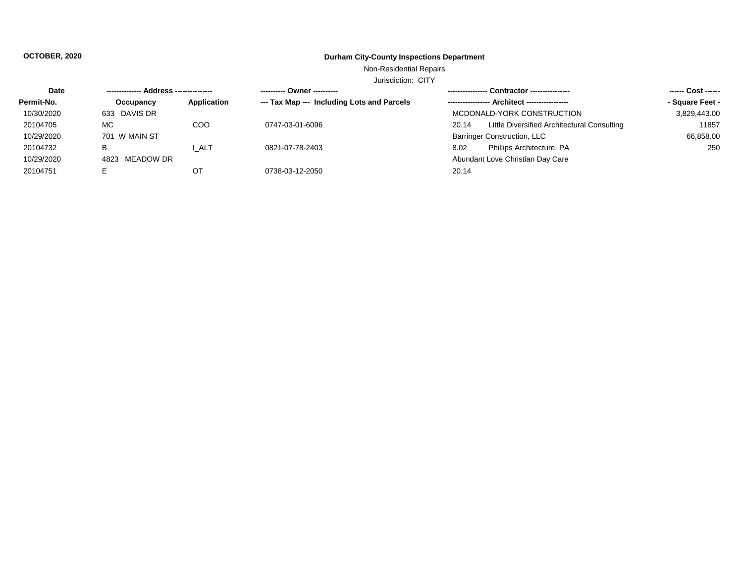**OCTOBER, 2020**

**Durham City-County Inspections Department**

Non-Residential Repairs

Jurisdiction: CITY

| Date | ------------- Address -------------- | | ---------- Owner ---------- | ---------------- Contractor ---------------- | | ------ Cost ------ |
|---|---|---|---|---|---|---|
| **Permit-No.** | **Occupancy** | **Application** | **--- Tax Map --- Including Lots and Parcels** | **----------------- Architect -----------------** | | **- Square Feet -** |
| 10/30/2020 | 633 DAVIS DR | | | MCDONALD-YORK CONSTRUCTION | | 3,829,443.00 |
| 20104705 | MC | COO | 0747-03-01-6096 | 20.14 | Little Diversified Architectural Consulting | 11857 |
| 10/29/2020 | 701 W MAIN ST | | | Barringer Construction, LLC | | 66,858.00 |
| 20104732 | B | I_ALT | 0821-07-78-2403 | 8.02 | Phillips Architecture, PA | 250 |
| 10/29/2020 | 4823 MEADOW DR | | | Abundant Love Christian Day Care | | |
| 20104751 | E | OT | 0738-03-12-2050 | 20.14 | | |